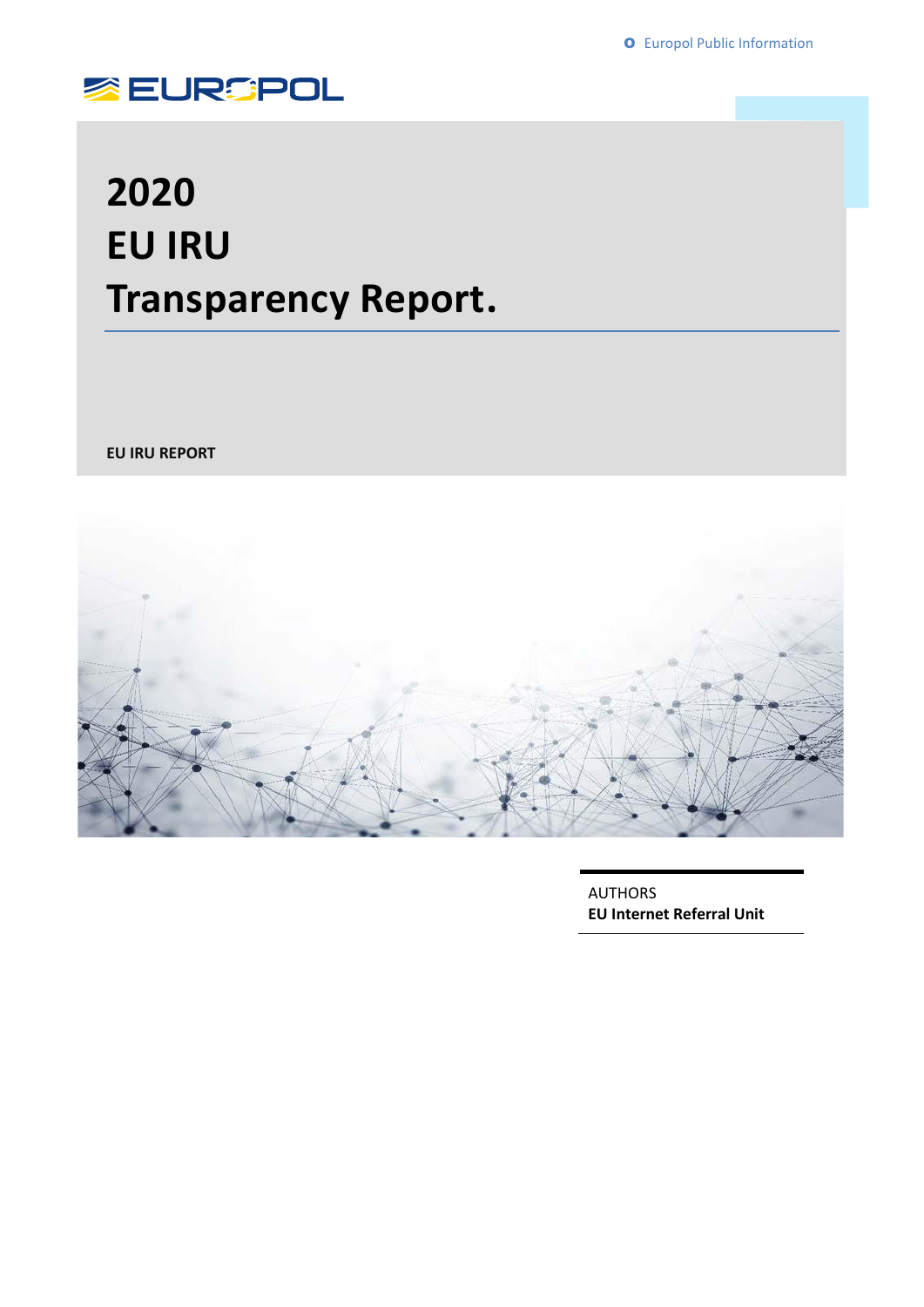Europol Public Information

EUROPOL

# 2020 EU IRU Transparency Report.

**EU IRU REPORT**

AUTHORS
**EU Internet Referral Unit**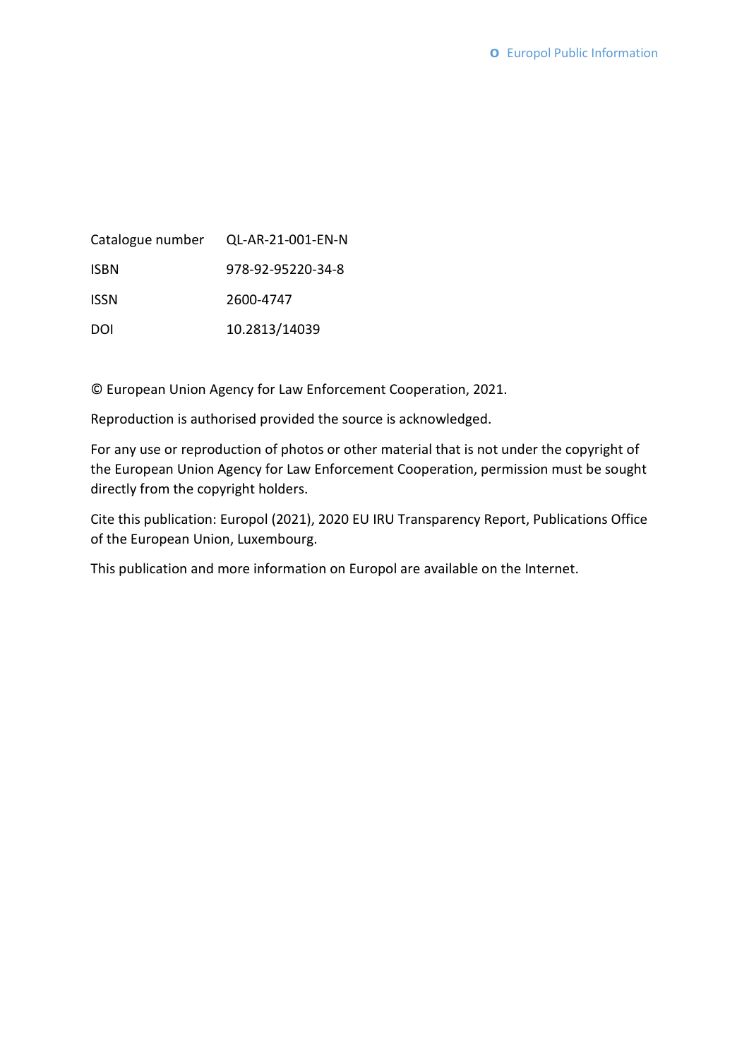| | |
|---|---|
| Catalogue number | QL-AR-21-001-EN-N |
| ISBN | 978-92-95220-34-8 |
| ISSN | 2600-4747 |
| DOI | 10.2813/14039 |

© European Union Agency for Law Enforcement Cooperation, 2021.

Reproduction is authorised provided the source is acknowledged.

For any use or reproduction of photos or other material that is not under the copyright of the European Union Agency for Law Enforcement Cooperation, permission must be sought directly from the copyright holders.

Cite this publication: Europol (2021), 2020 EU IRU Transparency Report, Publications Office of the European Union, Luxembourg.

This publication and more information on Europol are available on the Internet.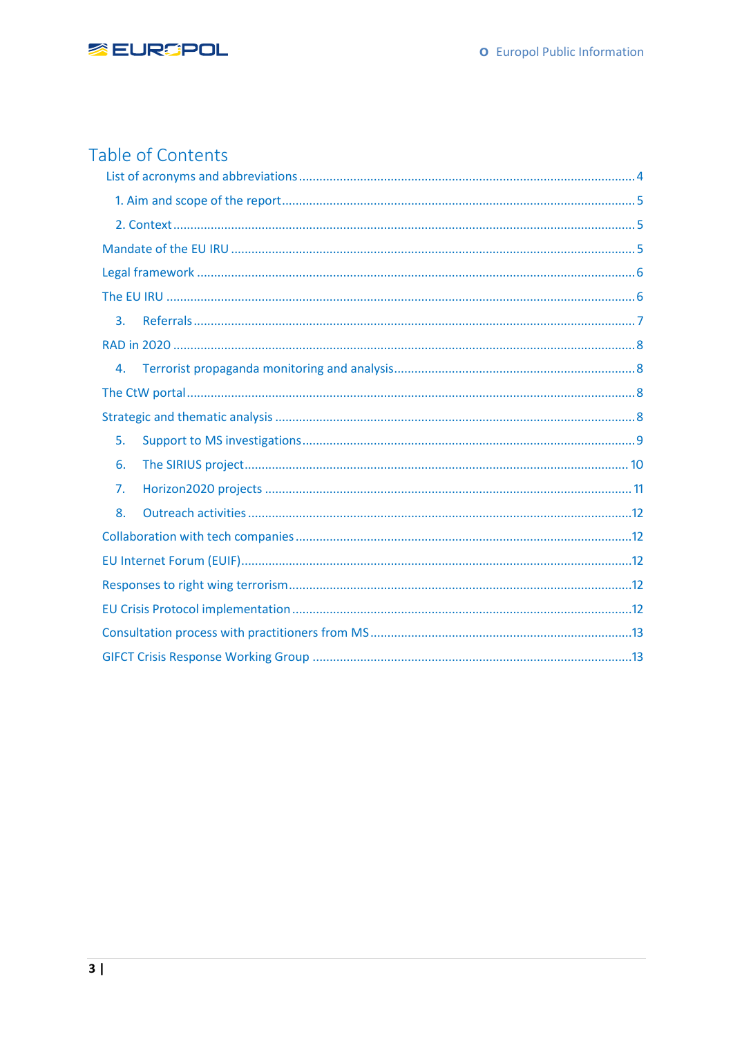# Table of Contents

List of acronyms and abbreviations .... 4

1. Aim and scope of the report .... 5

2. Context .... 5

Mandate of the EU IRU .... 5

Legal framework .... 6

The EU IRU .... 6

3. Referrals .... 7

RAD in 2020 .... 8

4. Terrorist propaganda monitoring and analysis .... 8

The CtW portal .... 8

Strategic and thematic analysis .... 8

5. Support to MS investigations .... 9

6. The SIRIUS project .... 10

7. Horizon2020 projects .... 11

8. Outreach activities .... 12

Collaboration with tech companies .... 12

EU Internet Forum (EUIF) .... 12

Responses to right wing terrorism .... 12

EU Crisis Protocol implementation .... 12

Consultation process with practitioners from MS .... 13

GIFCT Crisis Response Working Group .... 13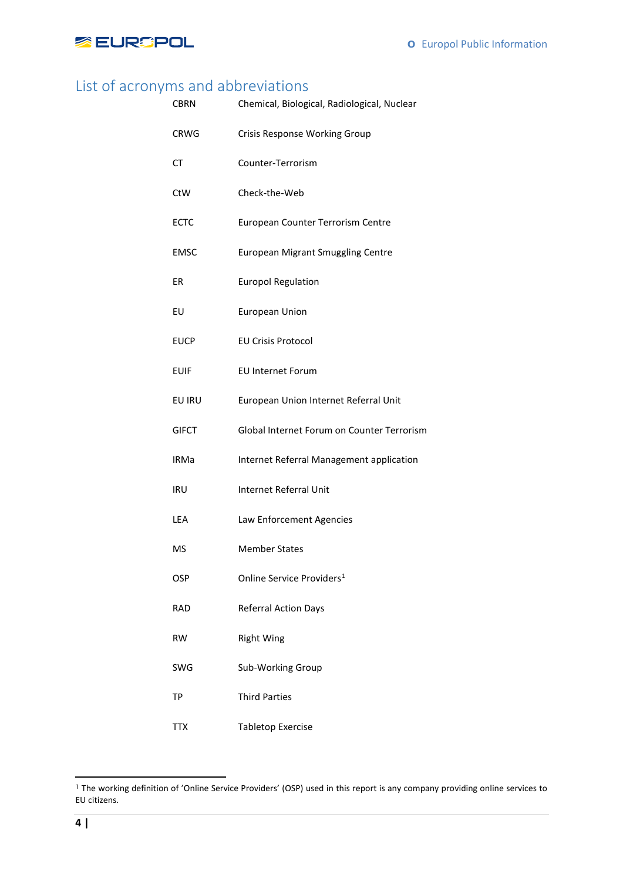## List of acronyms and abbreviations

| | |
|---|---|
| CBRN | Chemical, Biological, Radiological, Nuclear |
| CRWG | Crisis Response Working Group |
| CT | Counter-Terrorism |
| CtW | Check-the-Web |
| ECTC | European Counter Terrorism Centre |
| EMSC | European Migrant Smuggling Centre |
| ER | Europol Regulation |
| EU | European Union |
| EUCP | EU Crisis Protocol |
| EUIF | EU Internet Forum |
| EU IRU | European Union Internet Referral Unit |
| GIFCT | Global Internet Forum on Counter Terrorism |
| IRMa | Internet Referral Management application |
| IRU | Internet Referral Unit |
| LEA | Law Enforcement Agencies |
| MS | Member States |
| OSP | Online Service Providers[1] |
| RAD | Referral Action Days |
| RW | Right Wing |
| SWG | Sub-Working Group |
| TP | Third Parties |
| TTX | Tabletop Exercise |

[1] The working definition of 'Online Service Providers' (OSP) used in this report is any company providing online services to EU citizens.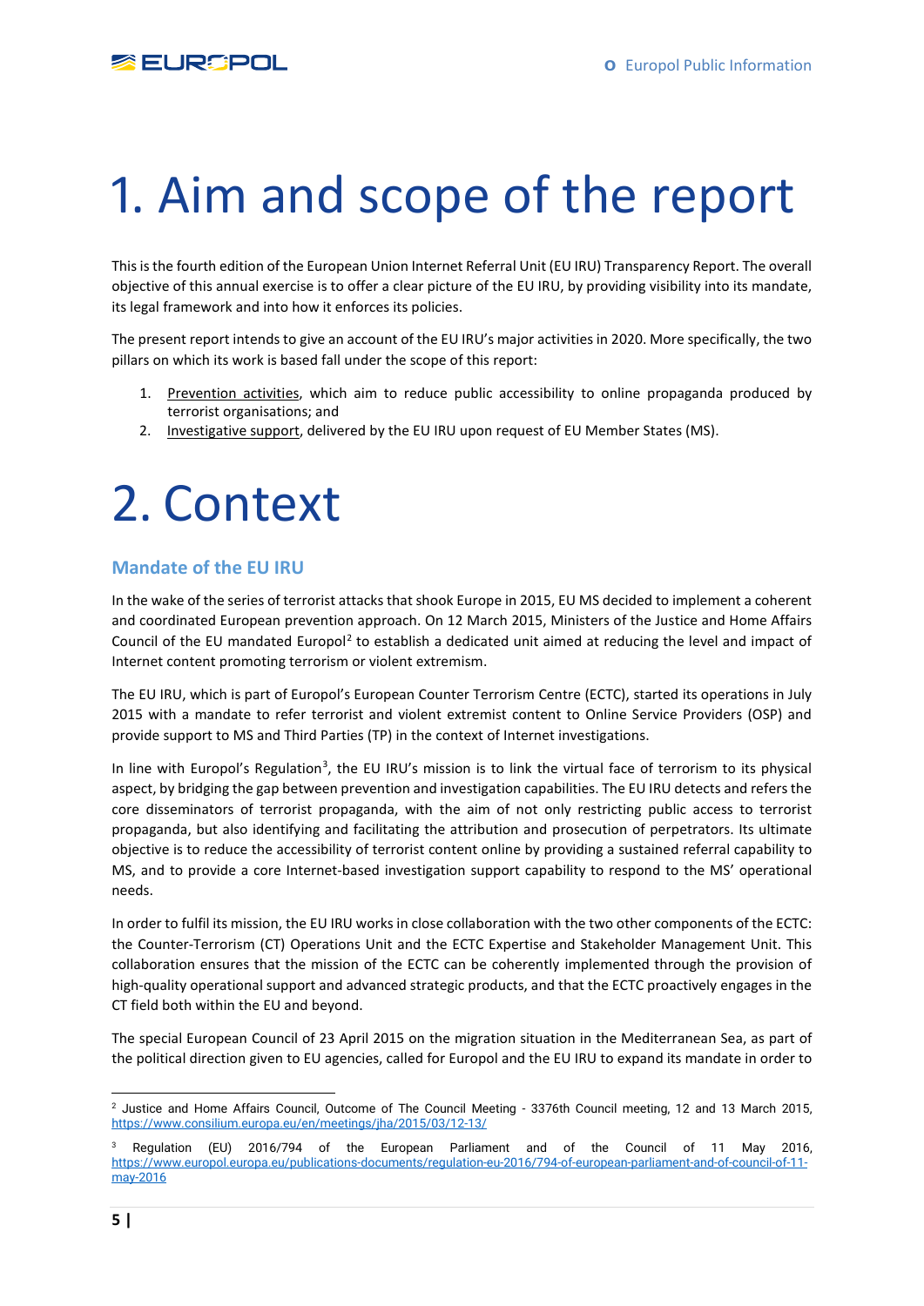# 1. Aim and scope of the report

This is the fourth edition of the European Union Internet Referral Unit (EU IRU) Transparency Report. The overall objective of this annual exercise is to offer a clear picture of the EU IRU, by providing visibility into its mandate, its legal framework and into how it enforces its policies.

The present report intends to give an account of the EU IRU's major activities in 2020. More specifically, the two pillars on which its work is based fall under the scope of this report:

1. Prevention activities, which aim to reduce public accessibility to online propaganda produced by terrorist organisations; and
2. Investigative support, delivered by the EU IRU upon request of EU Member States (MS).

# 2. Context

## Mandate of the EU IRU

In the wake of the series of terrorist attacks that shook Europe in 2015, EU MS decided to implement a coherent and coordinated European prevention approach. On 12 March 2015, Ministers of the Justice and Home Affairs Council of the EU mandated Europol[2] to establish a dedicated unit aimed at reducing the level and impact of Internet content promoting terrorism or violent extremism.

The EU IRU, which is part of Europol's European Counter Terrorism Centre (ECTC), started its operations in July 2015 with a mandate to refer terrorist and violent extremist content to Online Service Providers (OSP) and provide support to MS and Third Parties (TP) in the context of Internet investigations.

In line with Europol's Regulation[3], the EU IRU's mission is to link the virtual face of terrorism to its physical aspect, by bridging the gap between prevention and investigation capabilities. The EU IRU detects and refers the core disseminators of terrorist propaganda, with the aim of not only restricting public access to terrorist propaganda, but also identifying and facilitating the attribution and prosecution of perpetrators. Its ultimate objective is to reduce the accessibility of terrorist content online by providing a sustained referral capability to MS, and to provide a core Internet-based investigation support capability to respond to the MS' operational needs.

In order to fulfil its mission, the EU IRU works in close collaboration with the two other components of the ECTC: the Counter-Terrorism (CT) Operations Unit and the ECTC Expertise and Stakeholder Management Unit. This collaboration ensures that the mission of the ECTC can be coherently implemented through the provision of high-quality operational support and advanced strategic products, and that the ECTC proactively engages in the CT field both within the EU and beyond.

The special European Council of 23 April 2015 on the migration situation in the Mediterranean Sea, as part of the political direction given to EU agencies, called for Europol and the EU IRU to expand its mandate in order to

---

[2] Justice and Home Affairs Council, Outcome of The Council Meeting - 3376th Council meeting, 12 and 13 March 2015, https://www.consilium.europa.eu/en/meetings/jha/2015/03/12-13/

[3] Regulation (EU) 2016/794 of the European Parliament and of the Council of 11 May 2016, https://www.europol.europa.eu/publications-documents/regulation-eu-2016/794-of-european-parliament-and-of-council-of-11-may-2016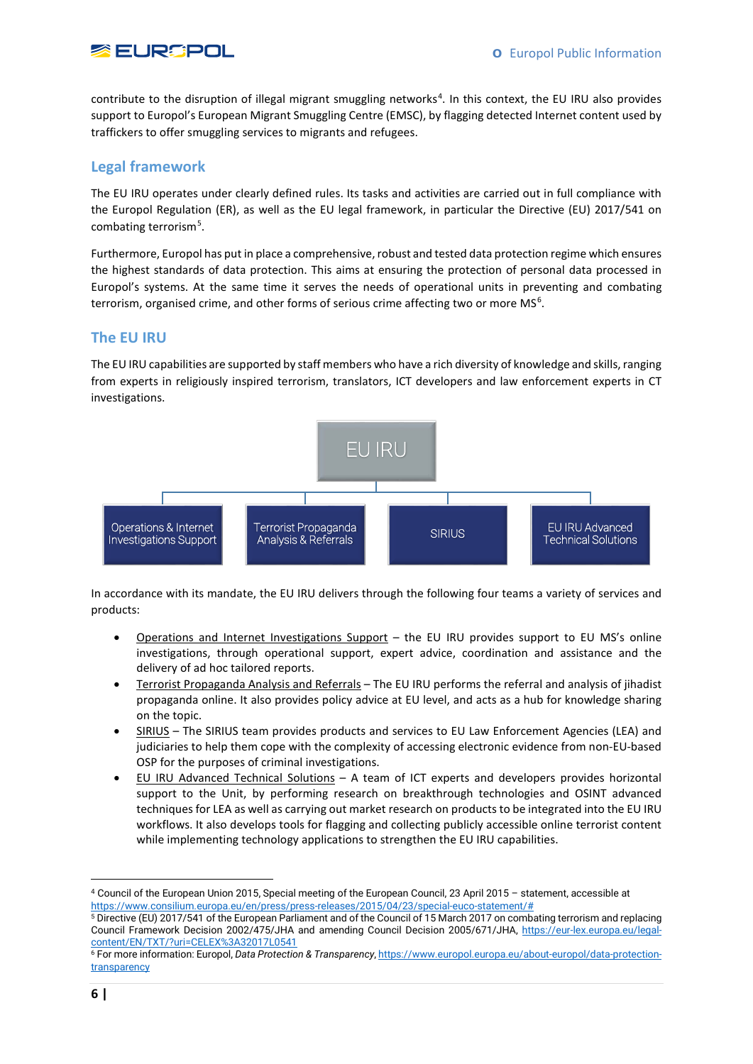contribute to the disruption of illegal migrant smuggling networks[4]. In this context, the EU IRU also provides support to Europol's European Migrant Smuggling Centre (EMSC), by flagging detected Internet content used by traffickers to offer smuggling services to migrants and refugees.

## Legal framework

The EU IRU operates under clearly defined rules. Its tasks and activities are carried out in full compliance with the Europol Regulation (ER), as well as the EU legal framework, in particular the Directive (EU) 2017/541 on combating terrorism[5].

Furthermore, Europol has put in place a comprehensive, robust and tested data protection regime which ensures the highest standards of data protection. This aims at ensuring the protection of personal data processed in Europol's systems. At the same time it serves the needs of operational units in preventing and combating terrorism, organised crime, and other forms of serious crime affecting two or more MS[6].

## The EU IRU

The EU IRU capabilities are supported by staff members who have a rich diversity of knowledge and skills, ranging from experts in religiously inspired terrorism, translators, ICT developers and law enforcement experts in CT investigations.

EU IRU
- Operations & Internet Investigations Support
- Terrorist Propaganda Analysis & Referrals
- SIRIUS
- EU IRU Advanced Technical Solutions

In accordance with its mandate, the EU IRU delivers through the following four teams a variety of services and products:

- Operations and Internet Investigations Support – the EU IRU provides support to EU MS's online investigations, through operational support, expert advice, coordination and assistance and the delivery of ad hoc tailored reports.
- Terrorist Propaganda Analysis and Referrals – The EU IRU performs the referral and analysis of jihadist propaganda online. It also provides policy advice at EU level, and acts as a hub for knowledge sharing on the topic.
- SIRIUS – The SIRIUS team provides products and services to EU Law Enforcement Agencies (LEA) and judiciaries to help them cope with the complexity of accessing electronic evidence from non-EU-based OSP for the purposes of criminal investigations.
- EU IRU Advanced Technical Solutions – A team of ICT experts and developers provides horizontal support to the Unit, by performing research on breakthrough technologies and OSINT advanced techniques for LEA as well as carrying out market research on products to be integrated into the EU IRU workflows. It also develops tools for flagging and collecting publicly accessible online terrorist content while implementing technology applications to strengthen the EU IRU capabilities.

---

[4] Council of the European Union 2015, Special meeting of the European Council, 23 April 2015 – statement, accessible at https://www.consilium.europa.eu/en/press/press-releases/2015/04/23/special-euco-statement/#

[5] Directive (EU) 2017/541 of the European Parliament and of the Council of 15 March 2017 on combating terrorism and replacing Council Framework Decision 2002/475/JHA and amending Council Decision 2005/671/JHA, https://eur-lex.europa.eu/legal-content/EN/TXT/?uri=CELEX%3A32017L0541

[6] For more information: Europol, *Data Protection & Transparency*, https://www.europol.europa.eu/about-europol/data-protection-transparency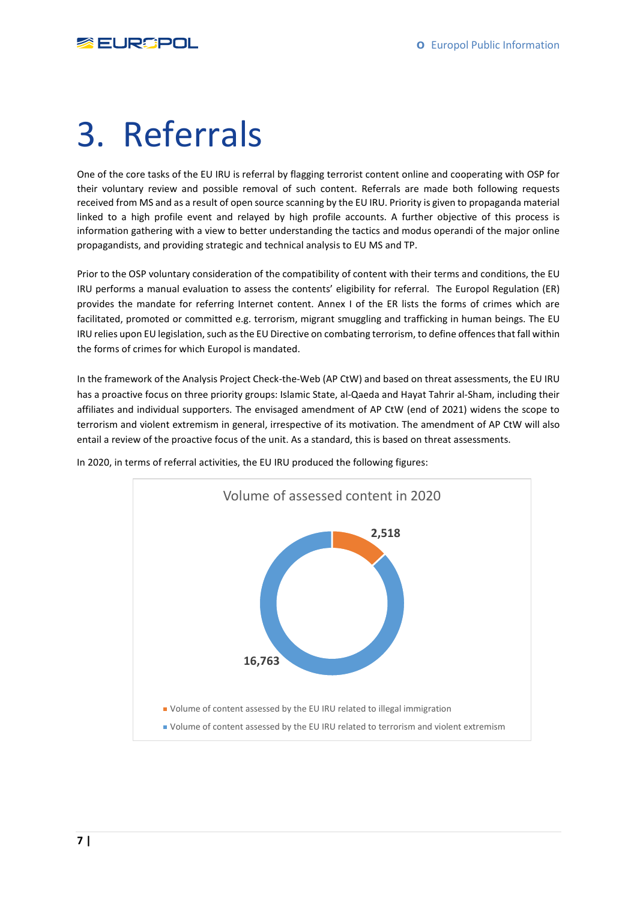# 3. Referrals

One of the core tasks of the EU IRU is referral by flagging terrorist content online and cooperating with OSP for their voluntary review and possible removal of such content. Referrals are made both following requests received from MS and as a result of open source scanning by the EU IRU. Priority is given to propaganda material linked to a high profile event and relayed by high profile accounts. A further objective of this process is information gathering with a view to better understanding the tactics and modus operandi of the major online propagandists, and providing strategic and technical analysis to EU MS and TP.

Prior to the OSP voluntary consideration of the compatibility of content with their terms and conditions, the EU IRU performs a manual evaluation to assess the contents' eligibility for referral. The Europol Regulation (ER) provides the mandate for referring Internet content. Annex I of the ER lists the forms of crimes which are facilitated, promoted or committed e.g. terrorism, migrant smuggling and trafficking in human beings. The EU IRU relies upon EU legislation, such as the EU Directive on combating terrorism, to define offences that fall within the forms of crimes for which Europol is mandated.

In the framework of the Analysis Project Check-the-Web (AP CtW) and based on threat assessments, the EU IRU has a proactive focus on three priority groups: Islamic State, al-Qaeda and Hayat Tahrir al-Sham, including their affiliates and individual supporters. The envisaged amendment of AP CtW (end of 2021) widens the scope to terrorism and violent extremism in general, irrespective of its motivation. The amendment of AP CtW will also entail a review of the proactive focus of the unit. As a standard, this is based on threat assessments.

In 2020, in terms of referral activities, the EU IRU produced the following figures:

**Volume of assessed content in 2020**

| Category | Volume |
|---|---|
| Volume of content assessed by the EU IRU related to illegal immigration | 2,518 |
| Volume of content assessed by the EU IRU related to terrorism and violent extremism | 16,763 |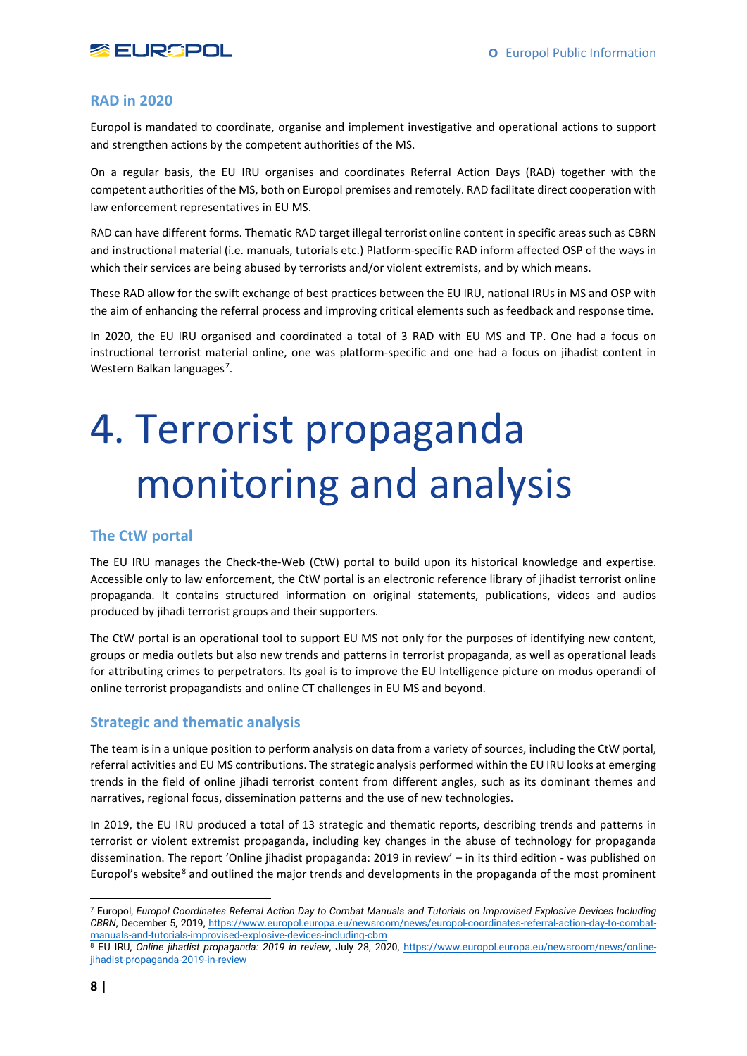### RAD in 2020

Europol is mandated to coordinate, organise and implement investigative and operational actions to support and strengthen actions by the competent authorities of the MS.

On a regular basis, the EU IRU organises and coordinates Referral Action Days (RAD) together with the competent authorities of the MS, both on Europol premises and remotely. RAD facilitate direct cooperation with law enforcement representatives in EU MS.

RAD can have different forms. Thematic RAD target illegal terrorist online content in specific areas such as CBRN and instructional material (i.e. manuals, tutorials etc.) Platform-specific RAD inform affected OSP of the ways in which their services are being abused by terrorists and/or violent extremists, and by which means.

These RAD allow for the swift exchange of best practices between the EU IRU, national IRUs in MS and OSP with the aim of enhancing the referral process and improving critical elements such as feedback and response time.

In 2020, the EU IRU organised and coordinated a total of 3 RAD with EU MS and TP. One had a focus on instructional terrorist material online, one was platform-specific and one had a focus on jihadist content in Western Balkan languages[7].

# 4. Terrorist propaganda monitoring and analysis

### The CtW portal

The EU IRU manages the Check-the-Web (CtW) portal to build upon its historical knowledge and expertise. Accessible only to law enforcement, the CtW portal is an electronic reference library of jihadist terrorist online propaganda. It contains structured information on original statements, publications, videos and audios produced by jihadi terrorist groups and their supporters.

The CtW portal is an operational tool to support EU MS not only for the purposes of identifying new content, groups or media outlets but also new trends and patterns in terrorist propaganda, as well as operational leads for attributing crimes to perpetrators. Its goal is to improve the EU Intelligence picture on modus operandi of online terrorist propagandists and online CT challenges in EU MS and beyond.

### Strategic and thematic analysis

The team is in a unique position to perform analysis on data from a variety of sources, including the CtW portal, referral activities and EU MS contributions. The strategic analysis performed within the EU IRU looks at emerging trends in the field of online jihadi terrorist content from different angles, such as its dominant themes and narratives, regional focus, dissemination patterns and the use of new technologies.

In 2019, the EU IRU produced a total of 13 strategic and thematic reports, describing trends and patterns in terrorist or violent extremist propaganda, including key changes in the abuse of technology for propaganda dissemination. The report 'Online jihadist propaganda: 2019 in review' – in its third edition - was published on Europol's website[8] and outlined the major trends and developments in the propaganda of the most prominent

---

[7] Europol, *Europol Coordinates Referral Action Day to Combat Manuals and Tutorials on Improvised Explosive Devices Including CBRN*, December 5, 2019, https://www.europol.europa.eu/newsroom/news/europol-coordinates-referral-action-day-to-combat-manuals-and-tutorials-improvised-explosive-devices-including-cbrn

[8] EU IRU, *Online jihadist propaganda: 2019 in review*, July 28, 2020, https://www.europol.europa.eu/newsroom/news/online-jihadist-propaganda-2019-in-review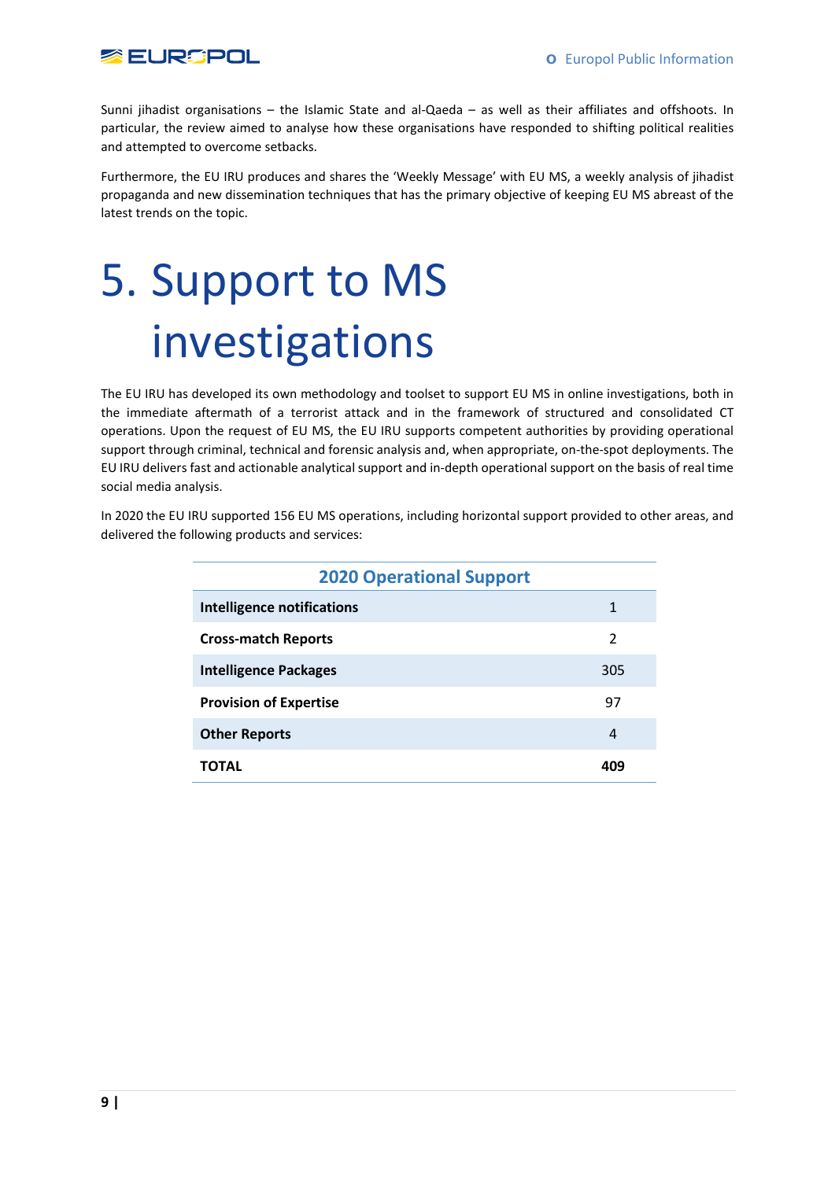Sunni jihadist organisations – the Islamic State and al-Qaeda – as well as their affiliates and offshoots. In particular, the review aimed to analyse how these organisations have responded to shifting political realities and attempted to overcome setbacks.

Furthermore, the EU IRU produces and shares the 'Weekly Message' with EU MS, a weekly analysis of jihadist propaganda and new dissemination techniques that has the primary objective of keeping EU MS abreast of the latest trends on the topic.

# 5. Support to MS investigations

The EU IRU has developed its own methodology and toolset to support EU MS in online investigations, both in the immediate aftermath of a terrorist attack and in the framework of structured and consolidated CT operations. Upon the request of EU MS, the EU IRU supports competent authorities by providing operational support through criminal, technical and forensic analysis and, when appropriate, on-the-spot deployments. The EU IRU delivers fast and actionable analytical support and in-depth operational support on the basis of real time social media analysis.

In 2020 the EU IRU supported 156 EU MS operations, including horizontal support provided to other areas, and delivered the following products and services:

| 2020 Operational Support | |
|---|---|
| **Intelligence notifications** | 1 |
| **Cross-match Reports** | 2 |
| **Intelligence Packages** | 305 |
| **Provision of Expertise** | 97 |
| **Other Reports** | 4 |
| **TOTAL** | **409** |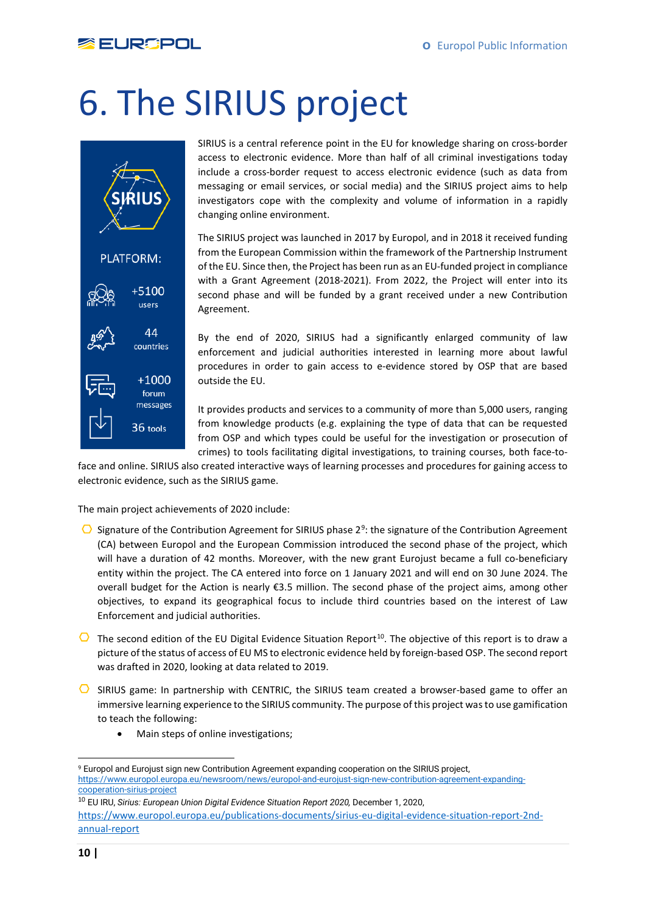# 6. The SIRIUS project

SIRIUS

PLATFORM:

+5100 users

44 countries

+1000 forum messages

36 tools

SIRIUS is a central reference point in the EU for knowledge sharing on cross-border access to electronic evidence. More than half of all criminal investigations today include a cross-border request to access electronic evidence (such as data from messaging or email services, or social media) and the SIRIUS project aims to help investigators cope with the complexity and volume of information in a rapidly changing online environment.

The SIRIUS project was launched in 2017 by Europol, and in 2018 it received funding from the European Commission within the framework of the Partnership Instrument of the EU. Since then, the Project has been run as an EU-funded project in compliance with a Grant Agreement (2018-2021). From 2022, the Project will enter into its second phase and will be funded by a grant received under a new Contribution Agreement.

By the end of 2020, SIRIUS had a significantly enlarged community of law enforcement and judicial authorities interested in learning more about lawful procedures in order to gain access to e-evidence stored by OSP that are based outside the EU.

It provides products and services to a community of more than 5,000 users, ranging from knowledge products (e.g. explaining the type of data that can be requested from OSP and which types could be useful for the investigation or prosecution of crimes) to tools facilitating digital investigations, to training courses, both face-to-face and online. SIRIUS also created interactive ways of learning processes and procedures for gaining access to electronic evidence, such as the SIRIUS game.

The main project achievements of 2020 include:

- Signature of the Contribution Agreement for SIRIUS phase 2[9]: the signature of the Contribution Agreement (CA) between Europol and the European Commission introduced the second phase of the project, which will have a duration of 42 months. Moreover, with the new grant Eurojust became a full co-beneficiary entity within the project. The CA entered into force on 1 January 2021 and will end on 30 June 2024. The overall budget for the Action is nearly €3.5 million. The second phase of the project aims, among other objectives, to expand its geographical focus to include third countries based on the interest of Law Enforcement and judicial authorities.
- The second edition of the EU Digital Evidence Situation Report[10]. The objective of this report is to draw a picture of the status of access of EU MS to electronic evidence held by foreign-based OSP. The second report was drafted in 2020, looking at data related to 2019.
- SIRIUS game: In partnership with CENTRIC, the SIRIUS team created a browser-based game to offer an immersive learning experience to the SIRIUS community. The purpose of this project was to use gamification to teach the following:
    - Main steps of online investigations;

---

[9] Europol and Eurojust sign new Contribution Agreement expanding cooperation on the SIRIUS project, https://www.europol.europa.eu/newsroom/news/europol-and-eurojust-sign-new-contribution-agreement-expanding-cooperation-sirius-project

[10] EU IRU, *Sirius: European Union Digital Evidence Situation Report 2020*, December 1, 2020, https://www.europol.europa.eu/publications-documents/sirius-eu-digital-evidence-situation-report-2nd-annual-report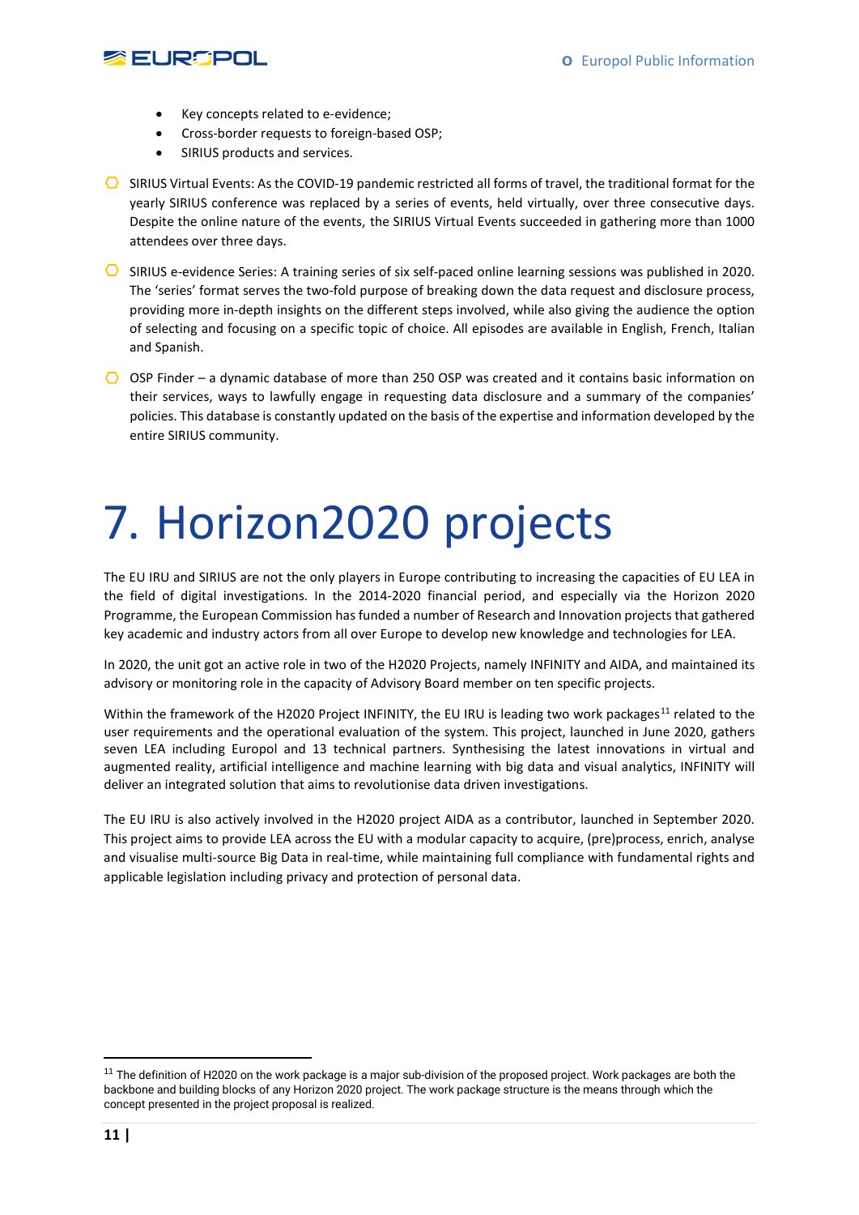- Key concepts related to e-evidence;
- Cross-border requests to foreign-based OSP;
- SIRIUS products and services.

- SIRIUS Virtual Events: As the COVID-19 pandemic restricted all forms of travel, the traditional format for the yearly SIRIUS conference was replaced by a series of events, held virtually, over three consecutive days. Despite the online nature of the events, the SIRIUS Virtual Events succeeded in gathering more than 1000 attendees over three days.
- SIRIUS e-evidence Series: A training series of six self-paced online learning sessions was published in 2020. The 'series' format serves the two-fold purpose of breaking down the data request and disclosure process, providing more in-depth insights on the different steps involved, while also giving the audience the option of selecting and focusing on a specific topic of choice. All episodes are available in English, French, Italian and Spanish.
- OSP Finder – a dynamic database of more than 250 OSP was created and it contains basic information on their services, ways to lawfully engage in requesting data disclosure and a summary of the companies' policies. This database is constantly updated on the basis of the expertise and information developed by the entire SIRIUS community.

# 7. Horizon2020 projects

The EU IRU and SIRIUS are not the only players in Europe contributing to increasing the capacities of EU LEA in the field of digital investigations. In the 2014-2020 financial period, and especially via the Horizon 2020 Programme, the European Commission has funded a number of Research and Innovation projects that gathered key academic and industry actors from all over Europe to develop new knowledge and technologies for LEA.

In 2020, the unit got an active role in two of the H2020 Projects, namely INFINITY and AIDA, and maintained its advisory or monitoring role in the capacity of Advisory Board member on ten specific projects.

Within the framework of the H2020 Project INFINITY, the EU IRU is leading two work packages[11] related to the user requirements and the operational evaluation of the system. This project, launched in June 2020, gathers seven LEA including Europol and 13 technical partners. Synthesising the latest innovations in virtual and augmented reality, artificial intelligence and machine learning with big data and visual analytics, INFINITY will deliver an integrated solution that aims to revolutionise data driven investigations.

The EU IRU is also actively involved in the H2020 project AIDA as a contributor, launched in September 2020. This project aims to provide LEA across the EU with a modular capacity to acquire, (pre)process, enrich, analyse and visualise multi-source Big Data in real-time, while maintaining full compliance with fundamental rights and applicable legislation including privacy and protection of personal data.

[11] The definition of H2020 on the work package is a major sub-division of the proposed project. Work packages are both the backbone and building blocks of any Horizon 2020 project. The work package structure is the means through which the concept presented in the project proposal is realized.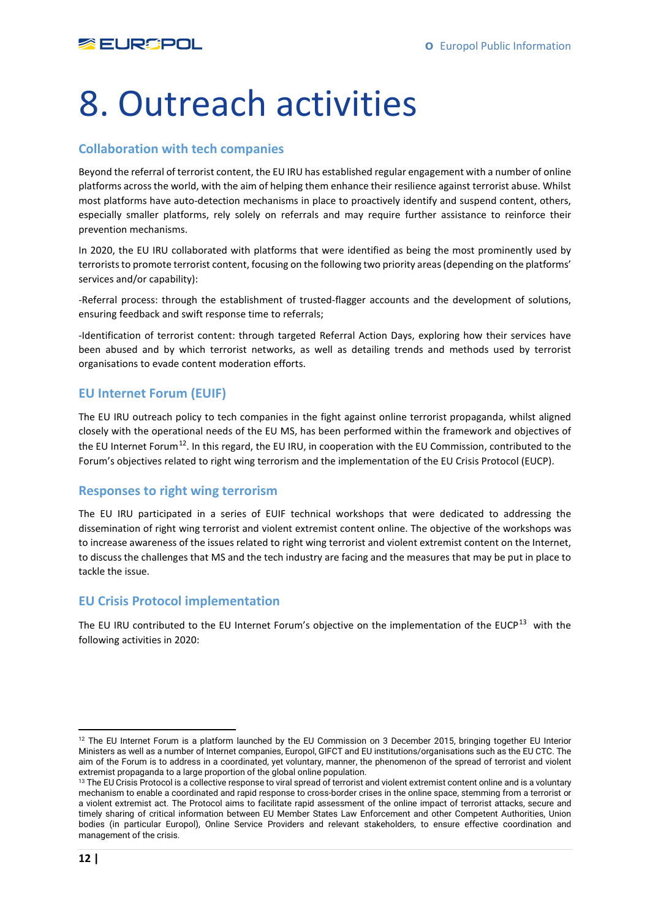# 8. Outreach activities

## Collaboration with tech companies

Beyond the referral of terrorist content, the EU IRU has established regular engagement with a number of online platforms across the world, with the aim of helping them enhance their resilience against terrorist abuse. Whilst most platforms have auto-detection mechanisms in place to proactively identify and suspend content, others, especially smaller platforms, rely solely on referrals and may require further assistance to reinforce their prevention mechanisms.

In 2020, the EU IRU collaborated with platforms that were identified as being the most prominently used by terrorists to promote terrorist content, focusing on the following two priority areas (depending on the platforms' services and/or capability):

-Referral process: through the establishment of trusted-flagger accounts and the development of solutions, ensuring feedback and swift response time to referrals;

-Identification of terrorist content: through targeted Referral Action Days, exploring how their services have been abused and by which terrorist networks, as well as detailing trends and methods used by terrorist organisations to evade content moderation efforts.

## EU Internet Forum (EUIF)

The EU IRU outreach policy to tech companies in the fight against online terrorist propaganda, whilst aligned closely with the operational needs of the EU MS, has been performed within the framework and objectives of the EU Internet Forum[12]. In this regard, the EU IRU, in cooperation with the EU Commission, contributed to the Forum's objectives related to right wing terrorism and the implementation of the EU Crisis Protocol (EUCP).

## Responses to right wing terrorism

The EU IRU participated in a series of EUIF technical workshops that were dedicated to addressing the dissemination of right wing terrorist and violent extremist content online. The objective of the workshops was to increase awareness of the issues related to right wing terrorist and violent extremist content on the Internet, to discuss the challenges that MS and the tech industry are facing and the measures that may be put in place to tackle the issue.

## EU Crisis Protocol implementation

The EU IRU contributed to the EU Internet Forum's objective on the implementation of the EUCP[13] with the following activities in 2020:

---

[12] The EU Internet Forum is a platform launched by the EU Commission on 3 December 2015, bringing together EU Interior Ministers as well as a number of Internet companies, Europol, GIFCT and EU institutions/organisations such as the EU CTC. The aim of the Forum is to address in a coordinated, yet voluntary, manner, the phenomenon of the spread of terrorist and violent extremist propaganda to a large proportion of the global online population.

[13] The EU Crisis Protocol is a collective response to viral spread of terrorist and violent extremist content online and is a voluntary mechanism to enable a coordinated and rapid response to cross-border crises in the online space, stemming from a terrorist or a violent extremist act. The Protocol aims to facilitate rapid assessment of the online impact of terrorist attacks, secure and timely sharing of critical information between EU Member States Law Enforcement and other Competent Authorities, Union bodies (in particular Europol), Online Service Providers and relevant stakeholders, to ensure effective coordination and management of the crisis.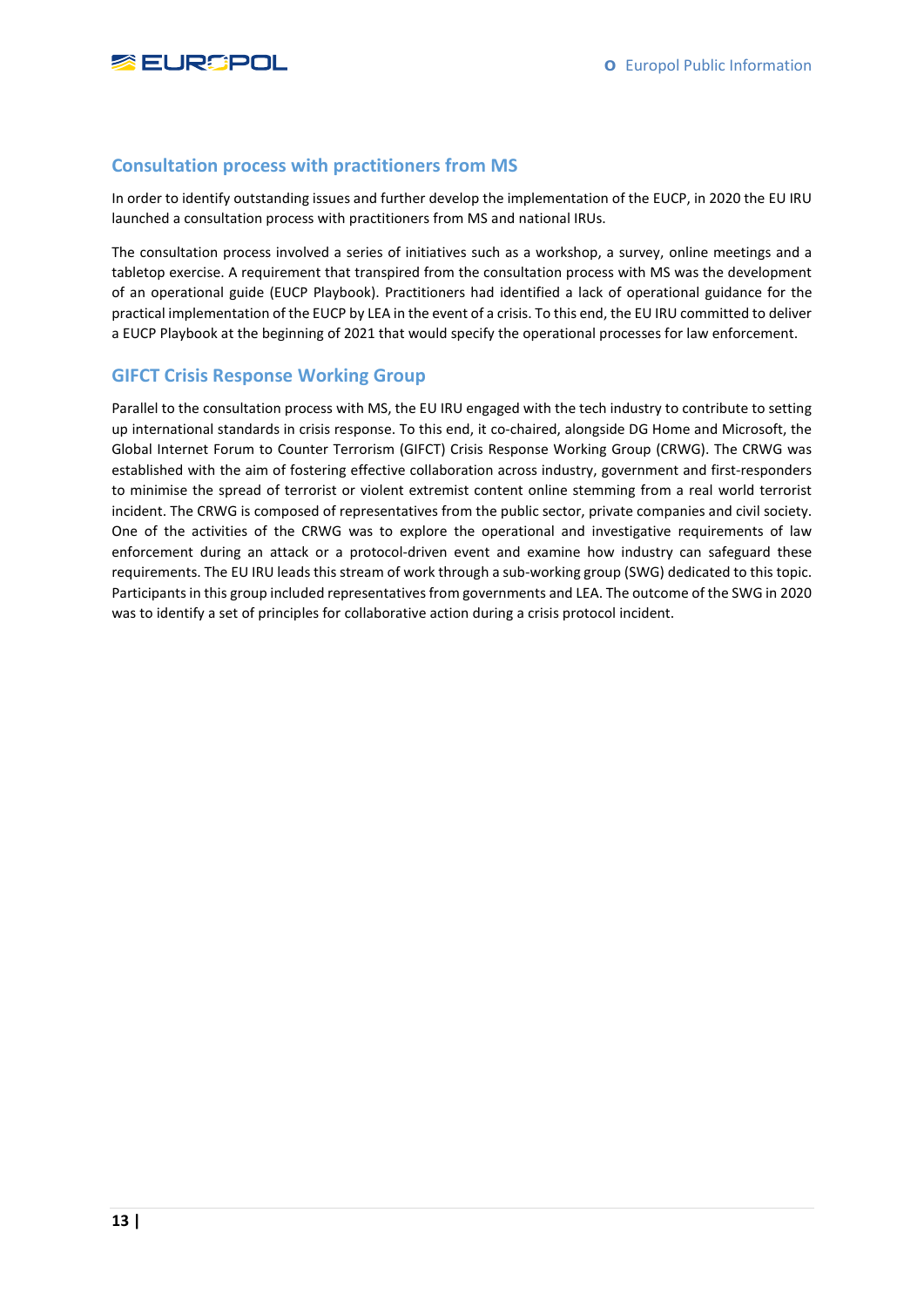## Consultation process with practitioners from MS

In order to identify outstanding issues and further develop the implementation of the EUCP, in 2020 the EU IRU launched a consultation process with practitioners from MS and national IRUs.

The consultation process involved a series of initiatives such as a workshop, a survey, online meetings and a tabletop exercise. A requirement that transpired from the consultation process with MS was the development of an operational guide (EUCP Playbook). Practitioners had identified a lack of operational guidance for the practical implementation of the EUCP by LEA in the event of a crisis. To this end, the EU IRU committed to deliver a EUCP Playbook at the beginning of 2021 that would specify the operational processes for law enforcement.

## GIFCT Crisis Response Working Group

Parallel to the consultation process with MS, the EU IRU engaged with the tech industry to contribute to setting up international standards in crisis response. To this end, it co-chaired, alongside DG Home and Microsoft, the Global Internet Forum to Counter Terrorism (GIFCT) Crisis Response Working Group (CRWG). The CRWG was established with the aim of fostering effective collaboration across industry, government and first-responders to minimise the spread of terrorist or violent extremist content online stemming from a real world terrorist incident. The CRWG is composed of representatives from the public sector, private companies and civil society. One of the activities of the CRWG was to explore the operational and investigative requirements of law enforcement during an attack or a protocol-driven event and examine how industry can safeguard these requirements. The EU IRU leads this stream of work through a sub-working group (SWG) dedicated to this topic. Participants in this group included representatives from governments and LEA. The outcome of the SWG in 2020 was to identify a set of principles for collaborative action during a crisis protocol incident.